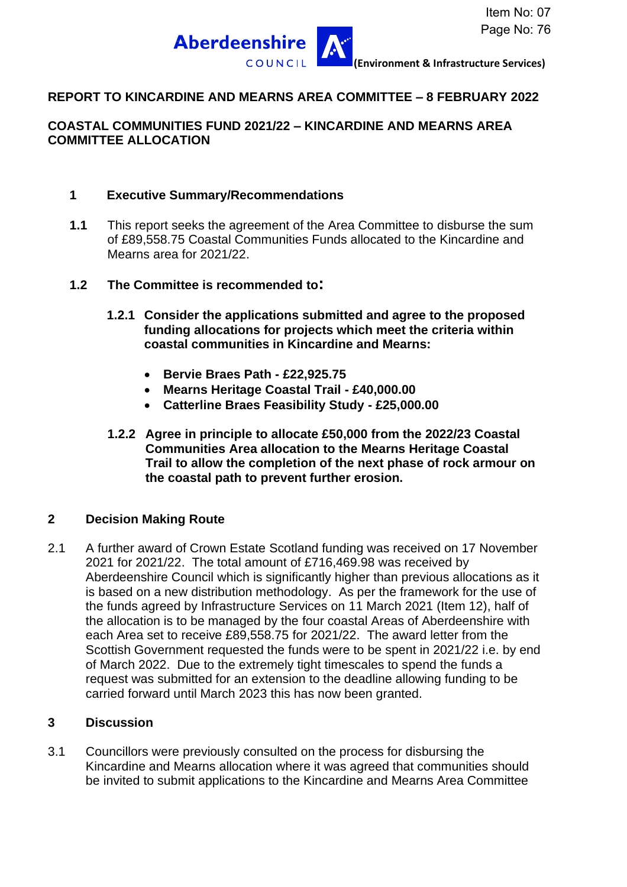Item No: 07
Page No: 76

Aberdeenshire COUNCIL (Environment & Infrastructure Services)

**REPORT TO KINCARDINE AND MEARNS AREA COMMITTEE – 8 FEBRUARY 2022**

**COASTAL COMMUNITIES FUND 2021/22 – KINCARDINE AND MEARNS AREA COMMITTEE ALLOCATION**

## 1 Executive Summary/Recommendations

**1.1** This report seeks the agreement of the Area Committee to disburse the sum of £89,558.75 Coastal Communities Funds allocated to the Kincardine and Mearns area for 2021/22.

**1.2 The Committee is recommended to:**

**1.2.1 Consider the applications submitted and agree to the proposed funding allocations for projects which meet the criteria within coastal communities in Kincardine and Mearns:**

- **Bervie Braes Path - £22,925.75**
- **Mearns Heritage Coastal Trail - £40,000.00**
- **Catterline Braes Feasibility Study - £25,000.00**

**1.2.2 Agree in principle to allocate £50,000 from the 2022/23 Coastal Communities Area allocation to the Mearns Heritage Coastal Trail to allow the completion of the next phase of rock armour on the coastal path to prevent further erosion.**

## 2 Decision Making Route

2.1 A further award of Crown Estate Scotland funding was received on 17 November 2021 for 2021/22. The total amount of £716,469.98 was received by Aberdeenshire Council which is significantly higher than previous allocations as it is based on a new distribution methodology. As per the framework for the use of the funds agreed by Infrastructure Services on 11 March 2021 (Item 12), half of the allocation is to be managed by the four coastal Areas of Aberdeenshire with each Area set to receive £89,558.75 for 2021/22. The award letter from the Scottish Government requested the funds were to be spent in 2021/22 i.e. by end of March 2022. Due to the extremely tight timescales to spend the funds a request was submitted for an extension to the deadline allowing funding to be carried forward until March 2023 this has now been granted.

## 3 Discussion

3.1 Councillors were previously consulted on the process for disbursing the Kincardine and Mearns allocation where it was agreed that communities should be invited to submit applications to the Kincardine and Mearns Area Committee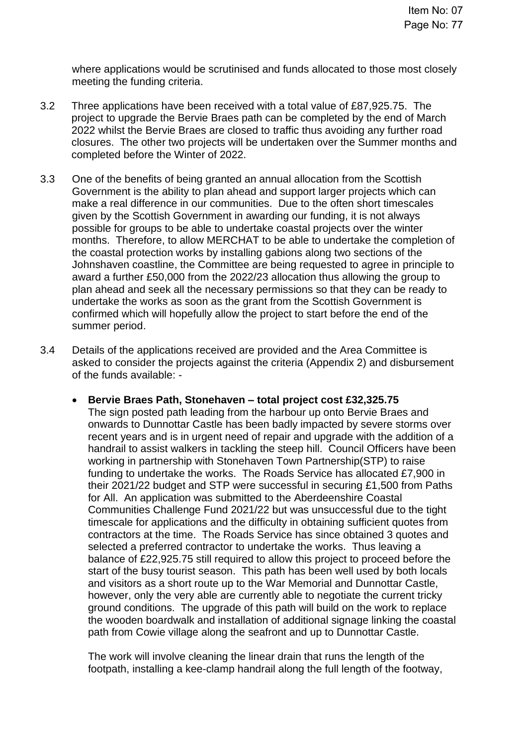where applications would be scrutinised and funds allocated to those most closely meeting the funding criteria.

3.2 Three applications have been received with a total value of £87,925.75. The project to upgrade the Bervie Braes path can be completed by the end of March 2022 whilst the Bervie Braes are closed to traffic thus avoiding any further road closures. The other two projects will be undertaken over the Summer months and completed before the Winter of 2022.

3.3 One of the benefits of being granted an annual allocation from the Scottish Government is the ability to plan ahead and support larger projects which can make a real difference in our communities. Due to the often short timescales given by the Scottish Government in awarding our funding, it is not always possible for groups to be able to undertake coastal projects over the winter months. Therefore, to allow MERCHAT to be able to undertake the completion of the coastal protection works by installing gabions along two sections of the Johnshaven coastline, the Committee are being requested to agree in principle to award a further £50,000 from the 2022/23 allocation thus allowing the group to plan ahead and seek all the necessary permissions so that they can be ready to undertake the works as soon as the grant from the Scottish Government is confirmed which will hopefully allow the project to start before the end of the summer period.

3.4 Details of the applications received are provided and the Area Committee is asked to consider the projects against the criteria (Appendix 2) and disbursement of the funds available: -

- **Bervie Braes Path, Stonehaven – total project cost £32,325.75**
  The sign posted path leading from the harbour up onto Bervie Braes and onwards to Dunnottar Castle has been badly impacted by severe storms over recent years and is in urgent need of repair and upgrade with the addition of a handrail to assist walkers in tackling the steep hill. Council Officers have been working in partnership with Stonehaven Town Partnership(STP) to raise funding to undertake the works. The Roads Service has allocated £7,900 in their 2021/22 budget and STP were successful in securing £1,500 from Paths for All. An application was submitted to the Aberdeenshire Coastal Communities Challenge Fund 2021/22 but was unsuccessful due to the tight timescale for applications and the difficulty in obtaining sufficient quotes from contractors at the time. The Roads Service has since obtained 3 quotes and selected a preferred contractor to undertake the works. Thus leaving a balance of £22,925.75 still required to allow this project to proceed before the start of the busy tourist season. This path has been well used by both locals and visitors as a short route up to the War Memorial and Dunnottar Castle, however, only the very able are currently able to negotiate the current tricky ground conditions. The upgrade of this path will build on the work to replace the wooden boardwalk and installation of additional signage linking the coastal path from Cowie village along the seafront and up to Dunnottar Castle.

  The work will involve cleaning the linear drain that runs the length of the footpath, installing a kee-clamp handrail along the full length of the footway,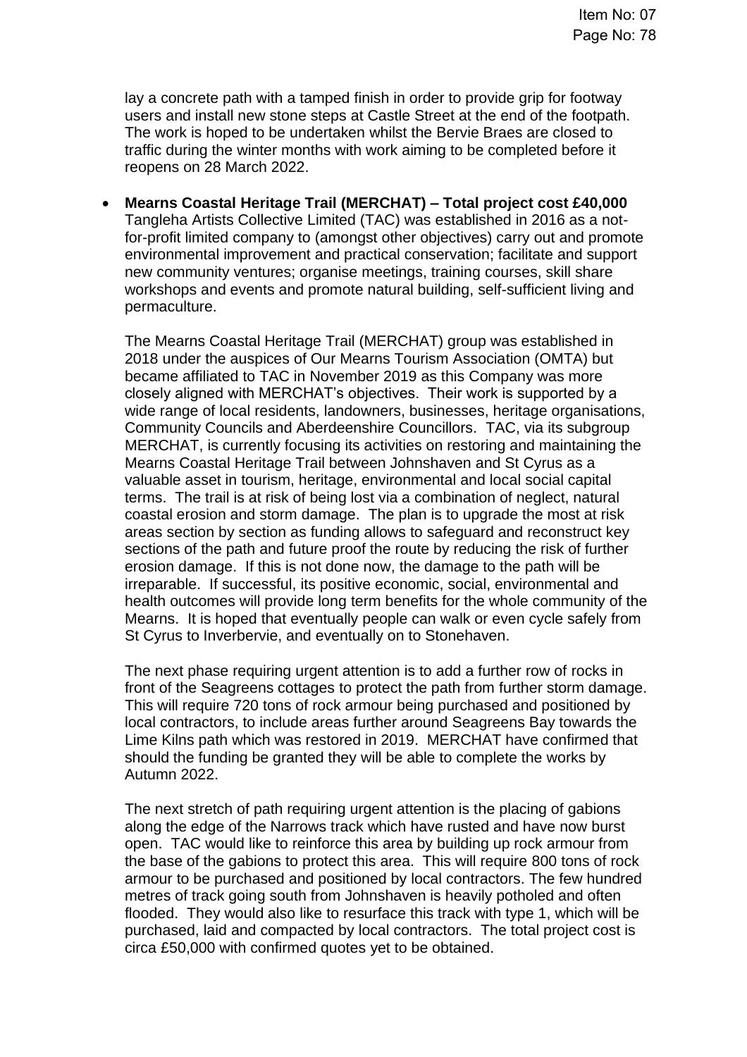lay a concrete path with a tamped finish in order to provide grip for footway users and install new stone steps at Castle Street at the end of the footpath. The work is hoped to be undertaken whilst the Bervie Braes are closed to traffic during the winter months with work aiming to be completed before it reopens on 28 March 2022.

- **Mearns Coastal Heritage Trail (MERCHAT) – Total project cost £40,000**
  Tangleha Artists Collective Limited (TAC) was established in 2016 as a not-for-profit limited company to (amongst other objectives) carry out and promote environmental improvement and practical conservation; facilitate and support new community ventures; organise meetings, training courses, skill share workshops and events and promote natural building, self-sufficient living and permaculture.

  The Mearns Coastal Heritage Trail (MERCHAT) group was established in 2018 under the auspices of Our Mearns Tourism Association (OMTA) but became affiliated to TAC in November 2019 as this Company was more closely aligned with MERCHAT's objectives. Their work is supported by a wide range of local residents, landowners, businesses, heritage organisations, Community Councils and Aberdeenshire Councillors. TAC, via its subgroup MERCHAT, is currently focusing its activities on restoring and maintaining the Mearns Coastal Heritage Trail between Johnshaven and St Cyrus as a valuable asset in tourism, heritage, environmental and local social capital terms. The trail is at risk of being lost via a combination of neglect, natural coastal erosion and storm damage. The plan is to upgrade the most at risk areas section by section as funding allows to safeguard and reconstruct key sections of the path and future proof the route by reducing the risk of further erosion damage. If this is not done now, the damage to the path will be irreparable. If successful, its positive economic, social, environmental and health outcomes will provide long term benefits for the whole community of the Mearns. It is hoped that eventually people can walk or even cycle safely from St Cyrus to Inverbervie, and eventually on to Stonehaven.

  The next phase requiring urgent attention is to add a further row of rocks in front of the Seagreens cottages to protect the path from further storm damage. This will require 720 tons of rock armour being purchased and positioned by local contractors, to include areas further around Seagreens Bay towards the Lime Kilns path which was restored in 2019. MERCHAT have confirmed that should the funding be granted they will be able to complete the works by Autumn 2022.

  The next stretch of path requiring urgent attention is the placing of gabions along the edge of the Narrows track which have rusted and have now burst open. TAC would like to reinforce this area by building up rock armour from the base of the gabions to protect this area. This will require 800 tons of rock armour to be purchased and positioned by local contractors. The few hundred metres of track going south from Johnshaven is heavily potholed and often flooded. They would also like to resurface this track with type 1, which will be purchased, laid and compacted by local contractors. The total project cost is circa £50,000 with confirmed quotes yet to be obtained.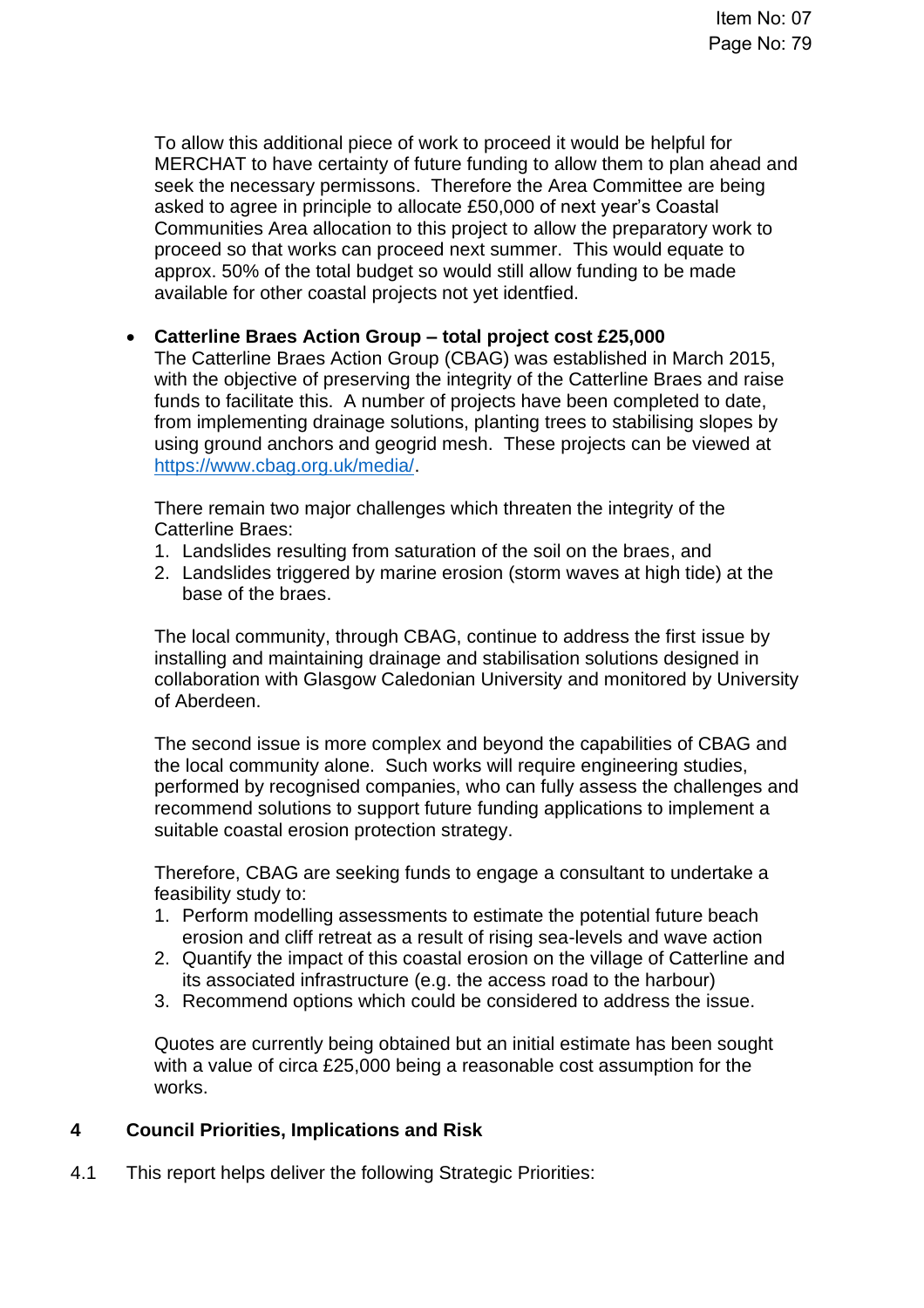To allow this additional piece of work to proceed it would be helpful for MERCHAT to have certainty of future funding to allow them to plan ahead and seek the necessary permissons. Therefore the Area Committee are being asked to agree in principle to allocate £50,000 of next year's Coastal Communities Area allocation to this project to allow the preparatory work to proceed so that works can proceed next summer. This would equate to approx. 50% of the total budget so would still allow funding to be made available for other coastal projects not yet identfied.

- **Catterline Braes Action Group – total project cost £25,000**
  The Catterline Braes Action Group (CBAG) was established in March 2015, with the objective of preserving the integrity of the Catterline Braes and raise funds to facilitate this. A number of projects have been completed to date, from implementing drainage solutions, planting trees to stabilising slopes by using ground anchors and geogrid mesh. These projects can be viewed at [https://www.cbag.org.uk/media/](https://www.cbag.org.uk/media/).

  There remain two major challenges which threaten the integrity of the Catterline Braes:
  1. Landslides resulting from saturation of the soil on the braes, and
  2. Landslides triggered by marine erosion (storm waves at high tide) at the base of the braes.

  The local community, through CBAG, continue to address the first issue by installing and maintaining drainage and stabilisation solutions designed in collaboration with Glasgow Caledonian University and monitored by University of Aberdeen.

  The second issue is more complex and beyond the capabilities of CBAG and the local community alone. Such works will require engineering studies, performed by recognised companies, who can fully assess the challenges and recommend solutions to support future funding applications to implement a suitable coastal erosion protection strategy.

  Therefore, CBAG are seeking funds to engage a consultant to undertake a feasibility study to:
  1. Perform modelling assessments to estimate the potential future beach erosion and cliff retreat as a result of rising sea-levels and wave action
  2. Quantify the impact of this coastal erosion on the village of Catterline and its associated infrastructure (e.g. the access road to the harbour)
  3. Recommend options which could be considered to address the issue.

  Quotes are currently being obtained but an initial estimate has been sought with a value of circa £25,000 being a reasonable cost assumption for the works.

## 4 Council Priorities, Implications and Risk

4.1 This report helps deliver the following Strategic Priorities: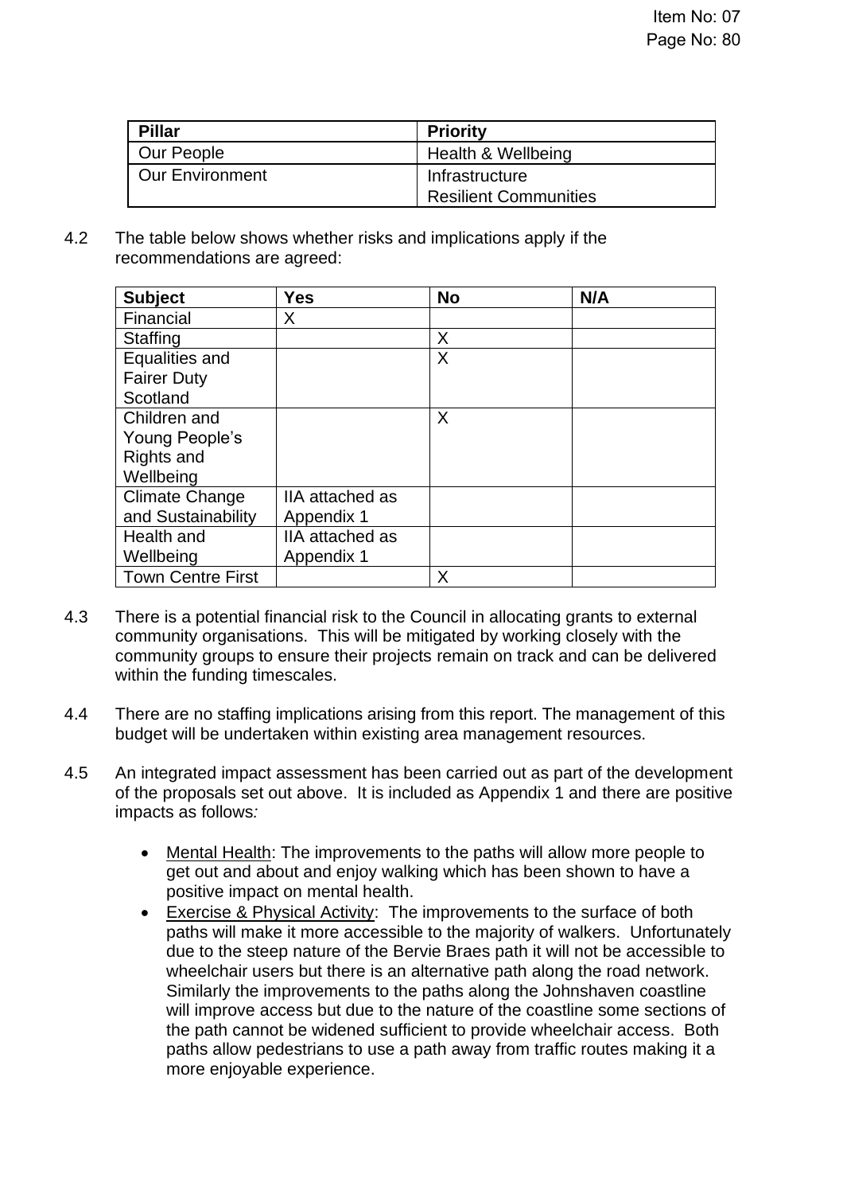| Pillar | Priority |
|---|---|
| Our People | Health & Wellbeing |
| Our Environment | Infrastructure<br>Resilient Communities |

4.2 The table below shows whether risks and implications apply if the recommendations are agreed:

| Subject | Yes | No | N/A |
|---|---|---|---|
| Financial | X | | |
| Staffing | | X | |
| Equalities and Fairer Duty Scotland | | X | |
| Children and Young People's Rights and Wellbeing | | X | |
| Climate Change and Sustainability | IIA attached as Appendix 1 | | |
| Health and Wellbeing | IIA attached as Appendix 1 | | |
| Town Centre First | | X | |

4.3 There is a potential financial risk to the Council in allocating grants to external community organisations. This will be mitigated by working closely with the community groups to ensure their projects remain on track and can be delivered within the funding timescales.

4.4 There are no staffing implications arising from this report. The management of this budget will be undertaken within existing area management resources.

4.5 An integrated impact assessment has been carried out as part of the development of the proposals set out above. It is included as Appendix 1 and there are positive impacts as follows*:*

- Mental Health: The improvements to the paths will allow more people to get out and about and enjoy walking which has been shown to have a positive impact on mental health.
- Exercise & Physical Activity: The improvements to the surface of both paths will make it more accessible to the majority of walkers. Unfortunately due to the steep nature of the Bervie Braes path it will not be accessible to wheelchair users but there is an alternative path along the road network. Similarly the improvements to the paths along the Johnshaven coastline will improve access but due to the nature of the coastline some sections of the path cannot be widened sufficient to provide wheelchair access. Both paths allow pedestrians to use a path away from traffic routes making it a more enjoyable experience.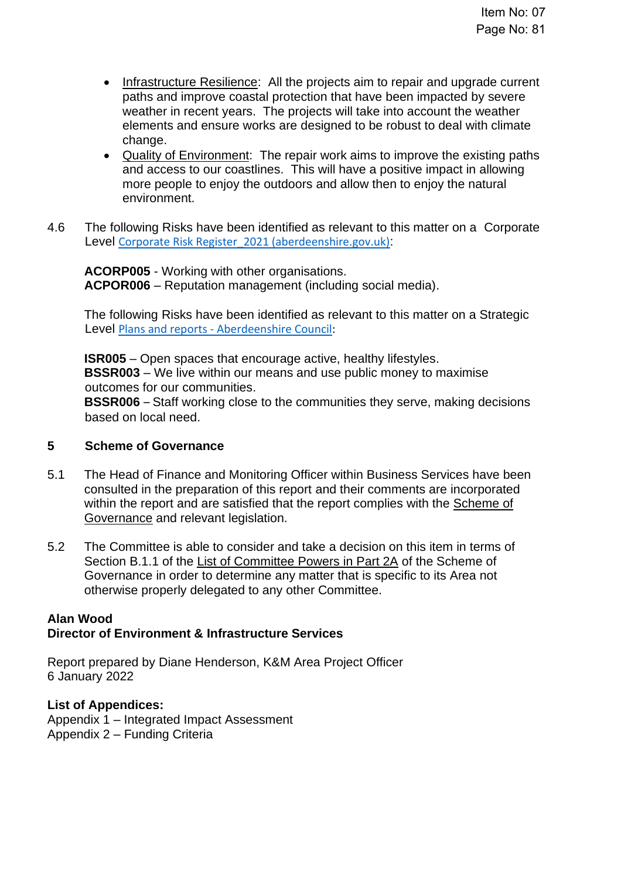- Infrastructure Resilience: All the projects aim to repair and upgrade current paths and improve coastal protection that have been impacted by severe weather in recent years. The projects will take into account the weather elements and ensure works are designed to be robust to deal with climate change.
- Quality of Environment: The repair work aims to improve the existing paths and access to our coastlines. This will have a positive impact in allowing more people to enjoy the outdoors and allow then to enjoy the natural environment.

4.6 The following Risks have been identified as relevant to this matter on a Corporate Level Corporate Risk Register_2021 (aberdeenshire.gov.uk):

**ACORP005** - Working with other organisations.
**ACPOR006** – Reputation management (including social media).

The following Risks have been identified as relevant to this matter on a Strategic Level Plans and reports - Aberdeenshire Council:

**ISR005** – Open spaces that encourage active, healthy lifestyles.
**BSSR003** – We live within our means and use public money to maximise outcomes for our communities.
**BSSR006** – Staff working close to the communities they serve, making decisions based on local need.

## 5 Scheme of Governance

5.1 The Head of Finance and Monitoring Officer within Business Services have been consulted in the preparation of this report and their comments are incorporated within the report and are satisfied that the report complies with the Scheme of Governance and relevant legislation.

5.2 The Committee is able to consider and take a decision on this item in terms of Section B.1.1 of the List of Committee Powers in Part 2A of the Scheme of Governance in order to determine any matter that is specific to its Area not otherwise properly delegated to any other Committee.

**Alan Wood**
**Director of Environment & Infrastructure Services**

Report prepared by Diane Henderson, K&M Area Project Officer
6 January 2022

**List of Appendices:**
Appendix 1 – Integrated Impact Assessment
Appendix 2 – Funding Criteria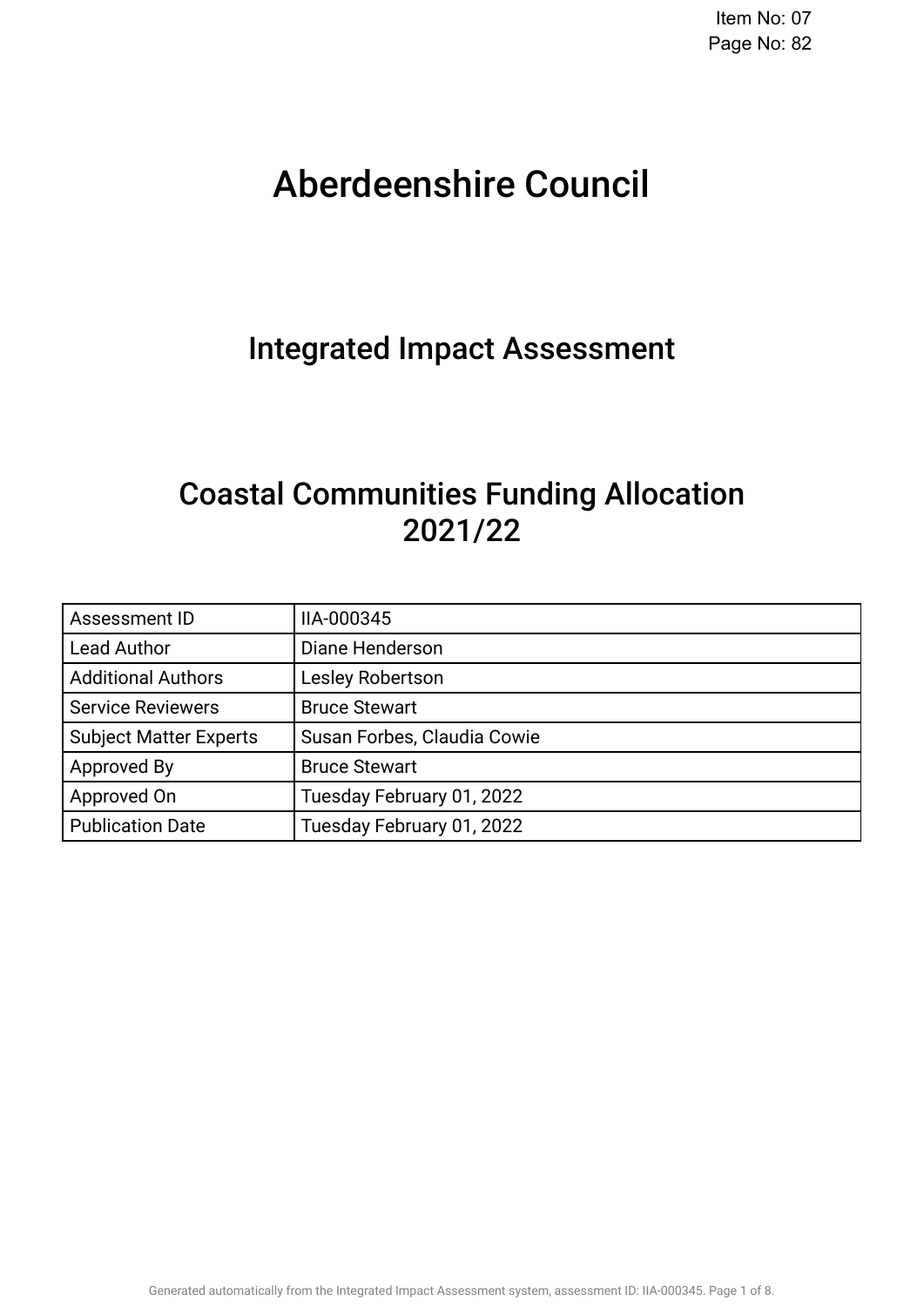# Aberdeenshire Council

## Integrated Impact Assessment

## Coastal Communities Funding Allocation 2021/22

| Assessment ID | IIA-000345 |
|---|---|
| Lead Author | Diane Henderson |
| Additional Authors | Lesley Robertson |
| Service Reviewers | Bruce Stewart |
| Subject Matter Experts | Susan Forbes, Claudia Cowie |
| Approved By | Bruce Stewart |
| Approved On | Tuesday February 01, 2022 |
| Publication Date | Tuesday February 01, 2022 |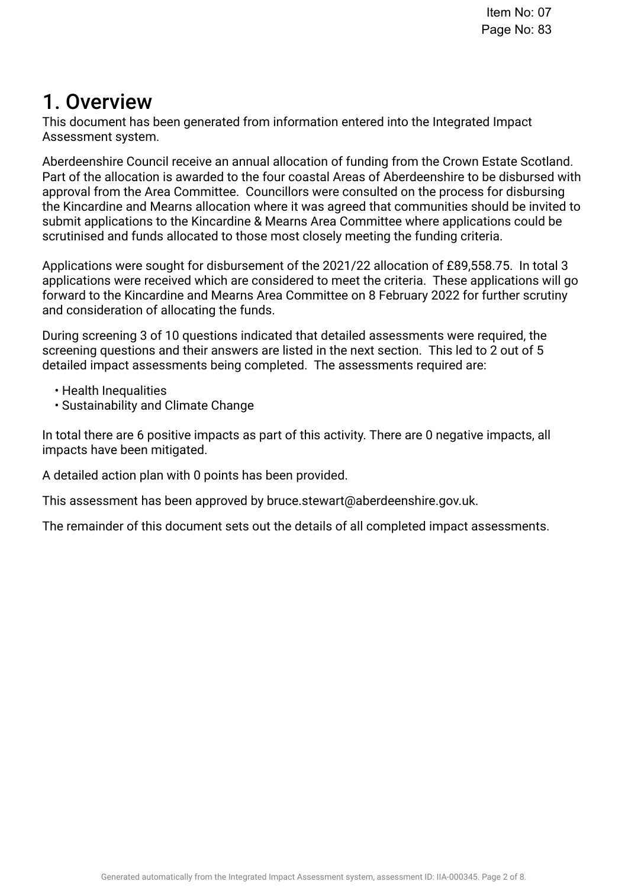# 1. Overview

This document has been generated from information entered into the Integrated Impact Assessment system.

Aberdeenshire Council receive an annual allocation of funding from the Crown Estate Scotland. Part of the allocation is awarded to the four coastal Areas of Aberdeenshire to be disbursed with approval from the Area Committee. Councillors were consulted on the process for disbursing the Kincardine and Mearns allocation where it was agreed that communities should be invited to submit applications to the Kincardine & Mearns Area Committee where applications could be scrutinised and funds allocated to those most closely meeting the funding criteria.

Applications were sought for disbursement of the 2021/22 allocation of £89,558.75. In total 3 applications were received which are considered to meet the criteria. These applications will go forward to the Kincardine and Mearns Area Committee on 8 February 2022 for further scrutiny and consideration of allocating the funds.

During screening 3 of 10 questions indicated that detailed assessments were required, the screening questions and their answers are listed in the next section. This led to 2 out of 5 detailed impact assessments being completed. The assessments required are:

- Health Inequalities
- Sustainability and Climate Change

In total there are 6 positive impacts as part of this activity. There are 0 negative impacts, all impacts have been mitigated.

A detailed action plan with 0 points has been provided.

This assessment has been approved by bruce.stewart@aberdeenshire.gov.uk.

The remainder of this document sets out the details of all completed impact assessments.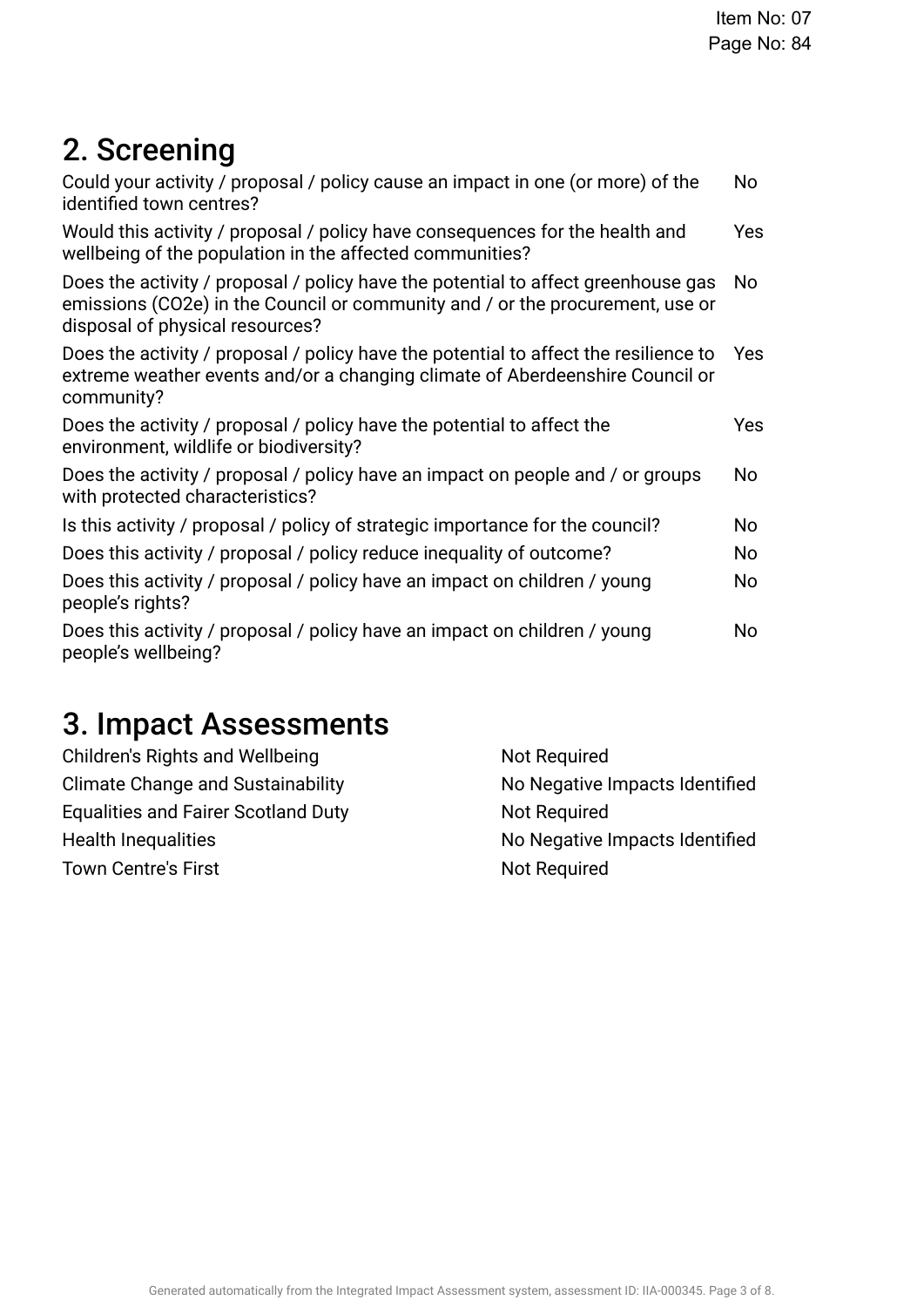## 2. Screening

| Question | Answer |
|---|---|
| Could your activity / proposal / policy cause an impact in one (or more) of the identified town centres? | No |
| Would this activity / proposal / policy have consequences for the health and wellbeing of the population in the affected communities? | Yes |
| Does the activity / proposal / policy have the potential to affect greenhouse gas emissions (CO2e) in the Council or community and / or the procurement, use or disposal of physical resources? | No |
| Does the activity / proposal / policy have the potential to affect the resilience to extreme weather events and/or a changing climate of Aberdeenshire Council or community? | Yes |
| Does the activity / proposal / policy have the potential to affect the environment, wildlife or biodiversity? | Yes |
| Does the activity / proposal / policy have an impact on people and / or groups with protected characteristics? | No |
| Is this activity / proposal / policy of strategic importance for the council? | No |
| Does this activity / proposal / policy reduce inequality of outcome? | No |
| Does this activity / proposal / policy have an impact on children / young people's rights? | No |
| Does this activity / proposal / policy have an impact on children / young people's wellbeing? | No |

## 3. Impact Assessments

| Assessment | Result |
|---|---|
| Children's Rights and Wellbeing | Not Required |
| Climate Change and Sustainability | No Negative Impacts Identified |
| Equalities and Fairer Scotland Duty | Not Required |
| Health Inequalities | No Negative Impacts Identified |
| Town Centre's First | Not Required |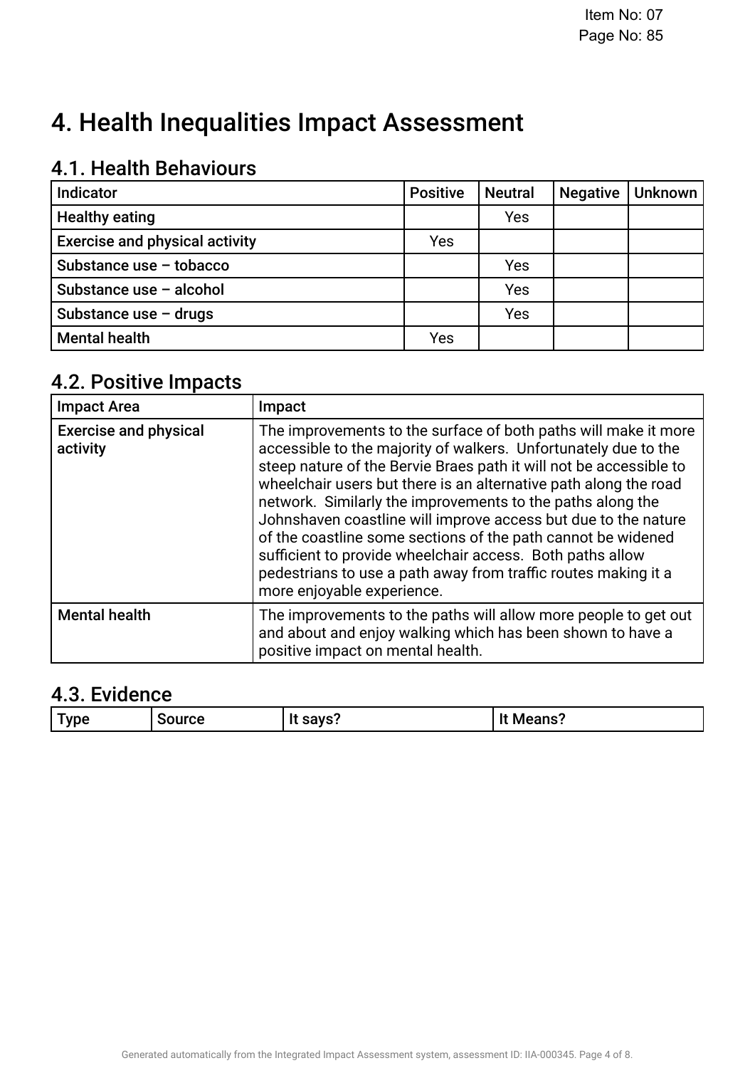# 4. Health Inequalities Impact Assessment

## 4.1. Health Behaviours

| Indicator | Positive | Neutral | Negative | Unknown |
|---|---|---|---|---|
| **Healthy eating** | | Yes | | |
| **Exercise and physical activity** | Yes | | | |
| **Substance use – tobacco** | | Yes | | |
| **Substance use – alcohol** | | Yes | | |
| **Substance use – drugs** | | Yes | | |
| **Mental health** | Yes | | | |

## 4.2. Positive Impacts

| Impact Area | Impact |
|---|---|
| **Exercise and physical activity** | The improvements to the surface of both paths will make it more accessible to the majority of walkers. Unfortunately due to the steep nature of the Bervie Braes path it will not be accessible to wheelchair users but there is an alternative path along the road network. Similarly the improvements to the paths along the Johnshaven coastline will improve access but due to the nature of the coastline some sections of the path cannot be widened sufficient to provide wheelchair access. Both paths allow pedestrians to use a path away from traffic routes making it a more enjoyable experience. |
| **Mental health** | The improvements to the paths will allow more people to get out and about and enjoy walking which has been shown to have a positive impact on mental health. |

## 4.3. Evidence

| Type | Source | It says? | It Means? |
|---|---|---|---|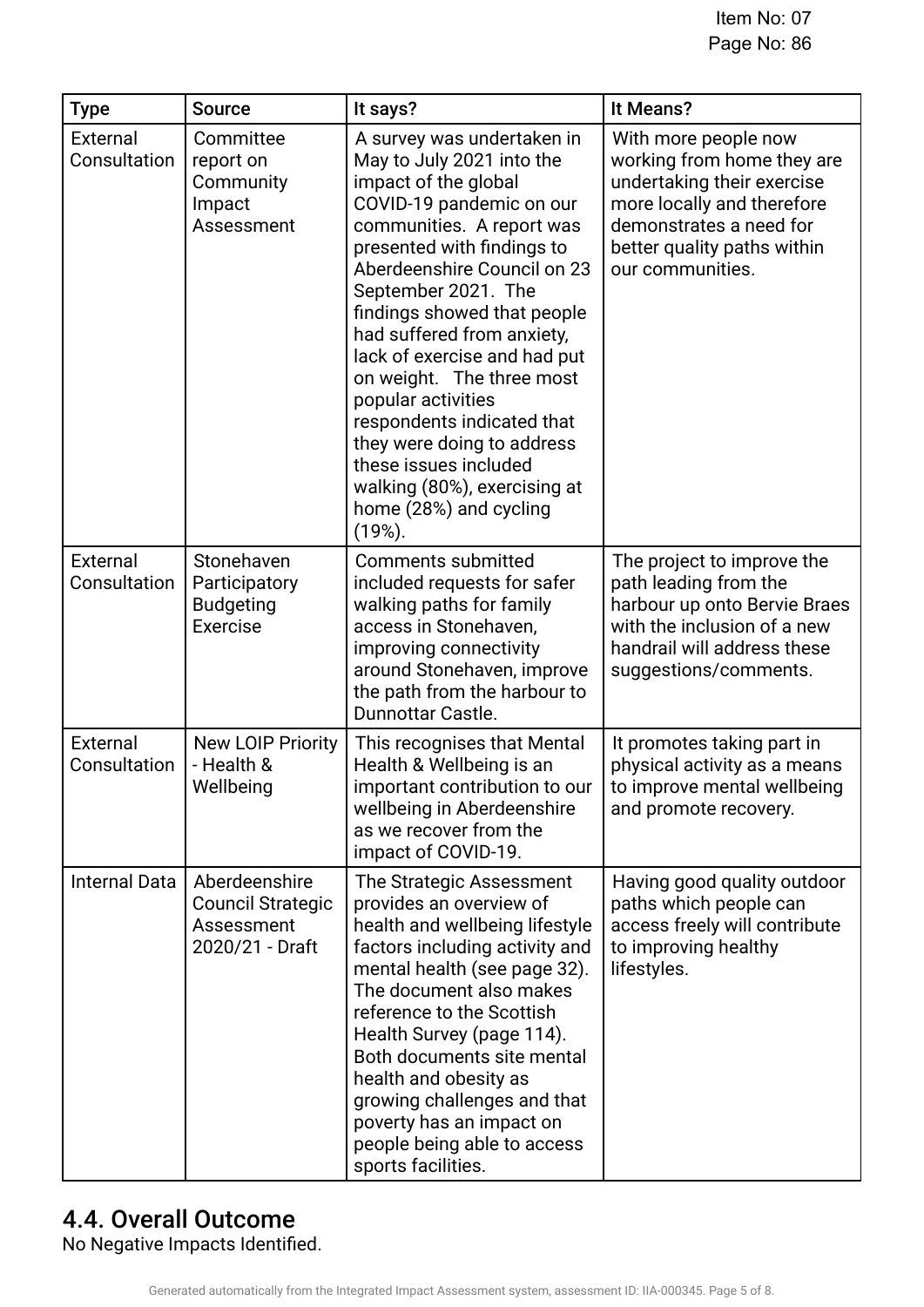| Type | Source | It says? | It Means? |
|---|---|---|---|
| External Consultation | Committee report on Community Impact Assessment | A survey was undertaken in May to July 2021 into the impact of the global COVID-19 pandemic on our communities. A report was presented with findings to Aberdeenshire Council on 23 September 2021. The findings showed that people had suffered from anxiety, lack of exercise and had put on weight. The three most popular activities respondents indicated that they were doing to address these issues included walking (80%), exercising at home (28%) and cycling (19%). | With more people now working from home they are undertaking their exercise more locally and therefore demonstrates a need for better quality paths within our communities. |
| External Consultation | Stonehaven Participatory Budgeting Exercise | Comments submitted included requests for safer walking paths for family access in Stonehaven, improving connectivity around Stonehaven, improve the path from the harbour to Dunnottar Castle. | The project to improve the path leading from the harbour up onto Bervie Braes with the inclusion of a new handrail will address these suggestions/comments. |
| External Consultation | New LOIP Priority - Health & Wellbeing | This recognises that Mental Health & Wellbeing is an important contribution to our wellbeing in Aberdeenshire as we recover from the impact of COVID-19. | It promotes taking part in physical activity as a means to improve mental wellbeing and promote recovery. |
| Internal Data | Aberdeenshire Council Strategic Assessment 2020/21 - Draft | The Strategic Assessment provides an overview of health and wellbeing lifestyle factors including activity and mental health (see page 32). The document also makes reference to the Scottish Health Survey (page 114). Both documents site mental health and obesity as growing challenges and that poverty has an impact on people being able to access sports facilities. | Having good quality outdoor paths which people can access freely will contribute to improving healthy lifestyles. |

## 4.4. Overall Outcome

No Negative Impacts Identified.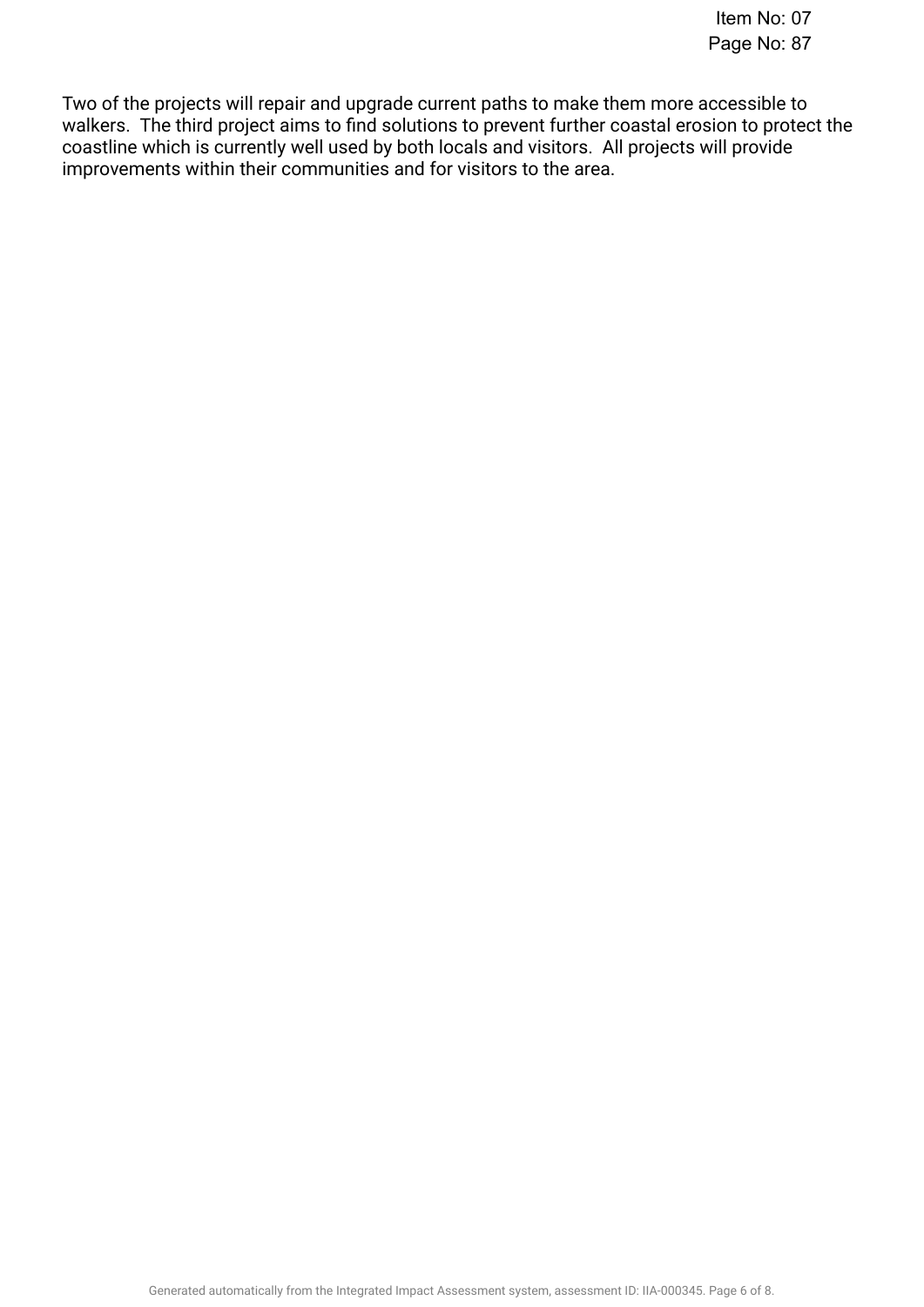Two of the projects will repair and upgrade current paths to make them more accessible to walkers. The third project aims to find solutions to prevent further coastal erosion to protect the coastline which is currently well used by both locals and visitors. All projects will provide improvements within their communities and for visitors to the area.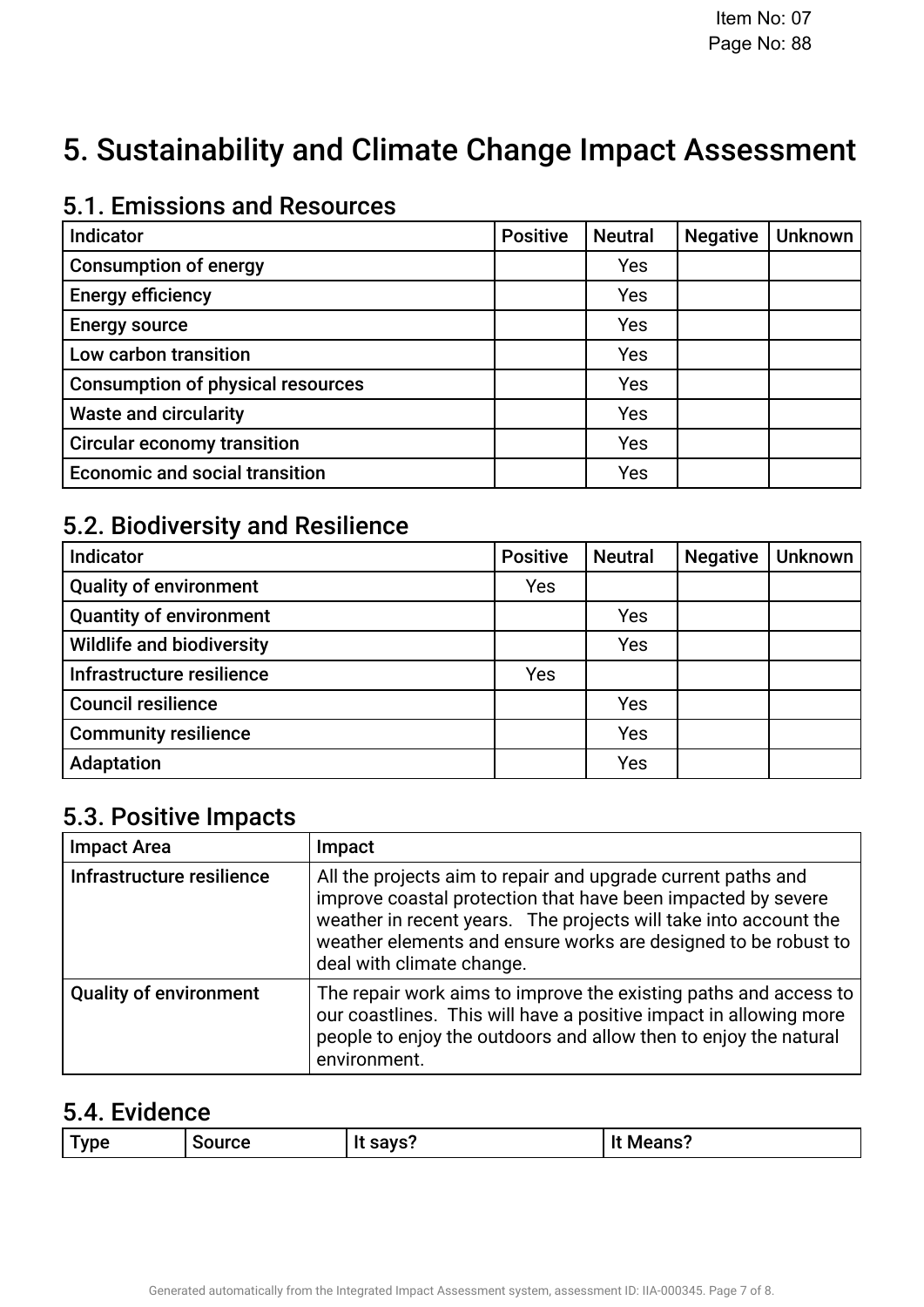# 5. Sustainability and Climate Change Impact Assessment

## 5.1. Emissions and Resources

| Indicator | Positive | Neutral | Negative | Unknown |
|---|---|---|---|---|
| Consumption of energy | | Yes | | |
| Energy efficiency | | Yes | | |
| Energy source | | Yes | | |
| Low carbon transition | | Yes | | |
| Consumption of physical resources | | Yes | | |
| Waste and circularity | | Yes | | |
| Circular economy transition | | Yes | | |
| Economic and social transition | | Yes | | |

## 5.2. Biodiversity and Resilience

| Indicator | Positive | Neutral | Negative | Unknown |
|---|---|---|---|---|
| Quality of environment | Yes | | | |
| Quantity of environment | | Yes | | |
| Wildlife and biodiversity | | Yes | | |
| Infrastructure resilience | Yes | | | |
| Council resilience | | Yes | | |
| Community resilience | | Yes | | |
| Adaptation | | Yes | | |

## 5.3. Positive Impacts

| Impact Area | Impact |
|---|---|
| Infrastructure resilience | All the projects aim to repair and upgrade current paths and improve coastal protection that have been impacted by severe weather in recent years. The projects will take into account the weather elements and ensure works are designed to be robust to deal with climate change. |
| Quality of environment | The repair work aims to improve the existing paths and access to our coastlines. This will have a positive impact in allowing more people to enjoy the outdoors and allow then to enjoy the natural environment. |

## 5.4. Evidence

| Type | Source | It says? | It Means? |
|---|---|---|---|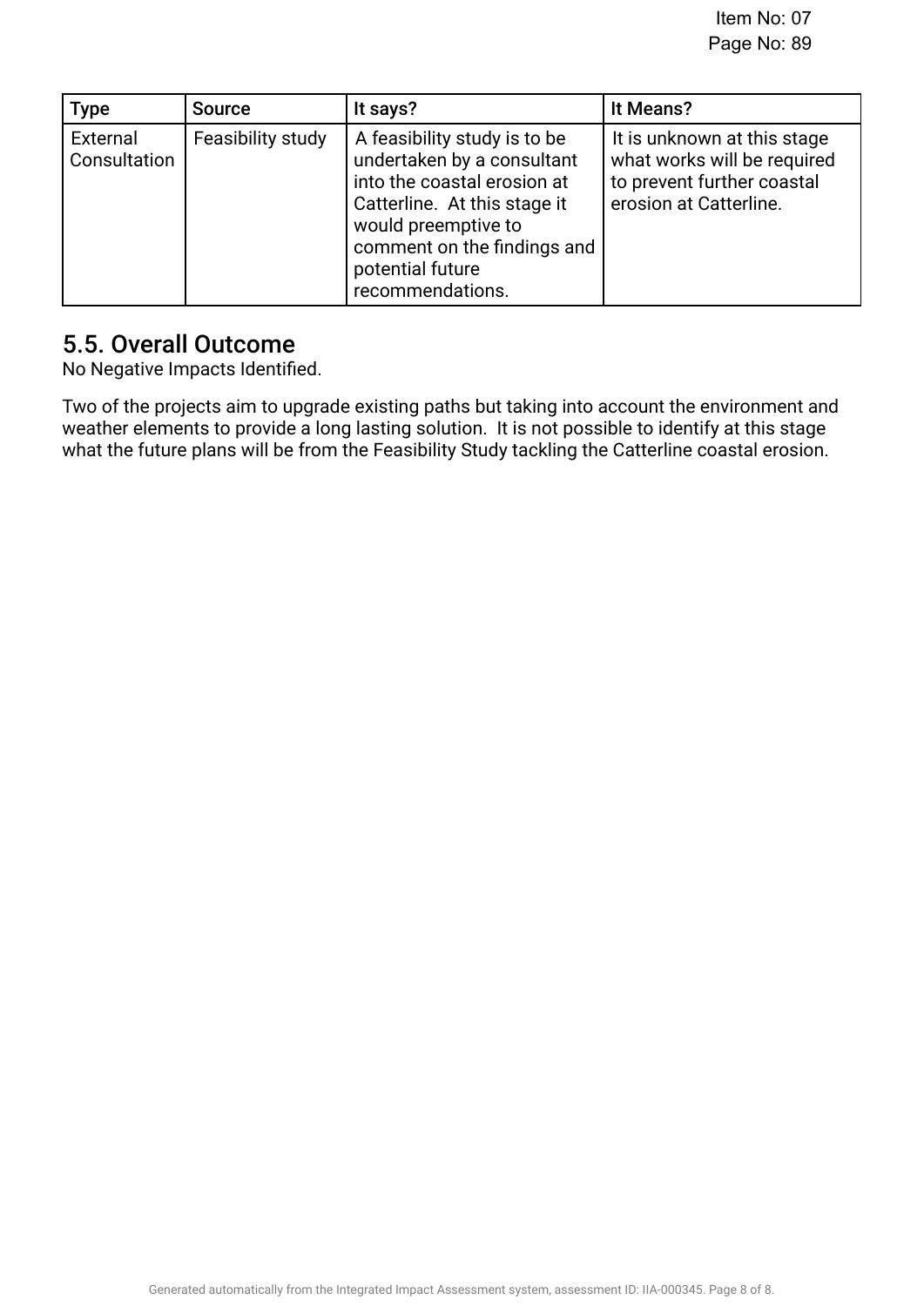| Type | Source | It says? | It Means? |
|---|---|---|---|
| External Consultation | Feasibility study | A feasibility study is to be undertaken by a consultant into the coastal erosion at Catterline. At this stage it would preemptive to comment on the findings and potential future recommendations. | It is unknown at this stage what works will be required to prevent further coastal erosion at Catterline. |

## 5.5. Overall Outcome

No Negative Impacts Identified.

Two of the projects aim to upgrade existing paths but taking into account the environment and weather elements to provide a long lasting solution. It is not possible to identify at this stage what the future plans will be from the Feasibility Study tackling the Catterline coastal erosion.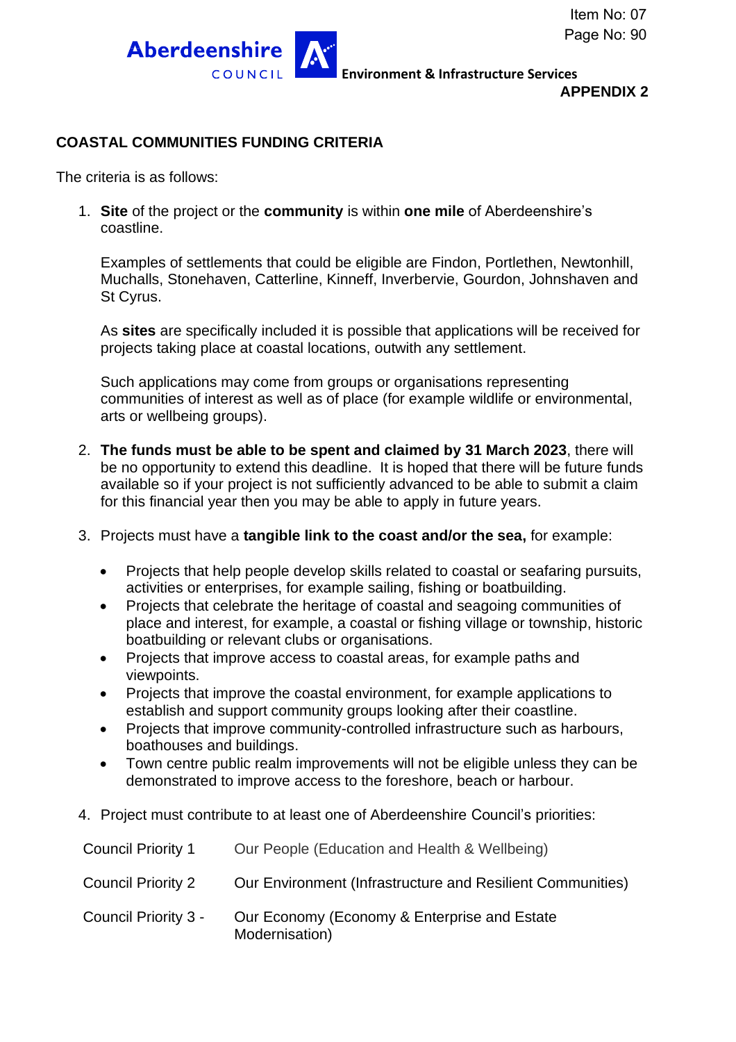Aberdeenshire COUNCIL Environment & Infrastructure Services

**APPENDIX 2**

## COASTAL COMMUNITIES FUNDING CRITERIA

The criteria is as follows:

1. **Site** of the project or the **community** is within **one mile** of Aberdeenshire's coastline.

   Examples of settlements that could be eligible are Findon, Portlethen, Newtonhill, Muchalls, Stonehaven, Catterline, Kinneff, Inverbervie, Gourdon, Johnshaven and St Cyrus.

   As **sites** are specifically included it is possible that applications will be received for projects taking place at coastal locations, outwith any settlement.

   Such applications may come from groups or organisations representing communities of interest as well as of place (for example wildlife or environmental, arts or wellbeing groups).

2. **The funds must be able to be spent and claimed by 31 March 2023**, there will be no opportunity to extend this deadline. It is hoped that there will be future funds available so if your project is not sufficiently advanced to be able to submit a claim for this financial year then you may be able to apply in future years.

3. Projects must have a **tangible link to the coast and/or the sea,** for example:

   - Projects that help people develop skills related to coastal or seafaring pursuits, activities or enterprises, for example sailing, fishing or boatbuilding.
   - Projects that celebrate the heritage of coastal and seagoing communities of place and interest, for example, a coastal or fishing village or township, historic boatbuilding or relevant clubs or organisations.
   - Projects that improve access to coastal areas, for example paths and viewpoints.
   - Projects that improve the coastal environment, for example applications to establish and support community groups looking after their coastline.
   - Projects that improve community-controlled infrastructure such as harbours, boathouses and buildings.
   - Town centre public realm improvements will not be eligible unless they can be demonstrated to improve access to the foreshore, beach or harbour.

4. Project must contribute to at least one of Aberdeenshire Council's priorities:

| | |
|---|---|
| Council Priority 1 | Our People (Education and Health & Wellbeing) |
| Council Priority 2 | Our Environment (Infrastructure and Resilient Communities) |
| Council Priority 3 - | Our Economy (Economy & Enterprise and Estate Modernisation) |